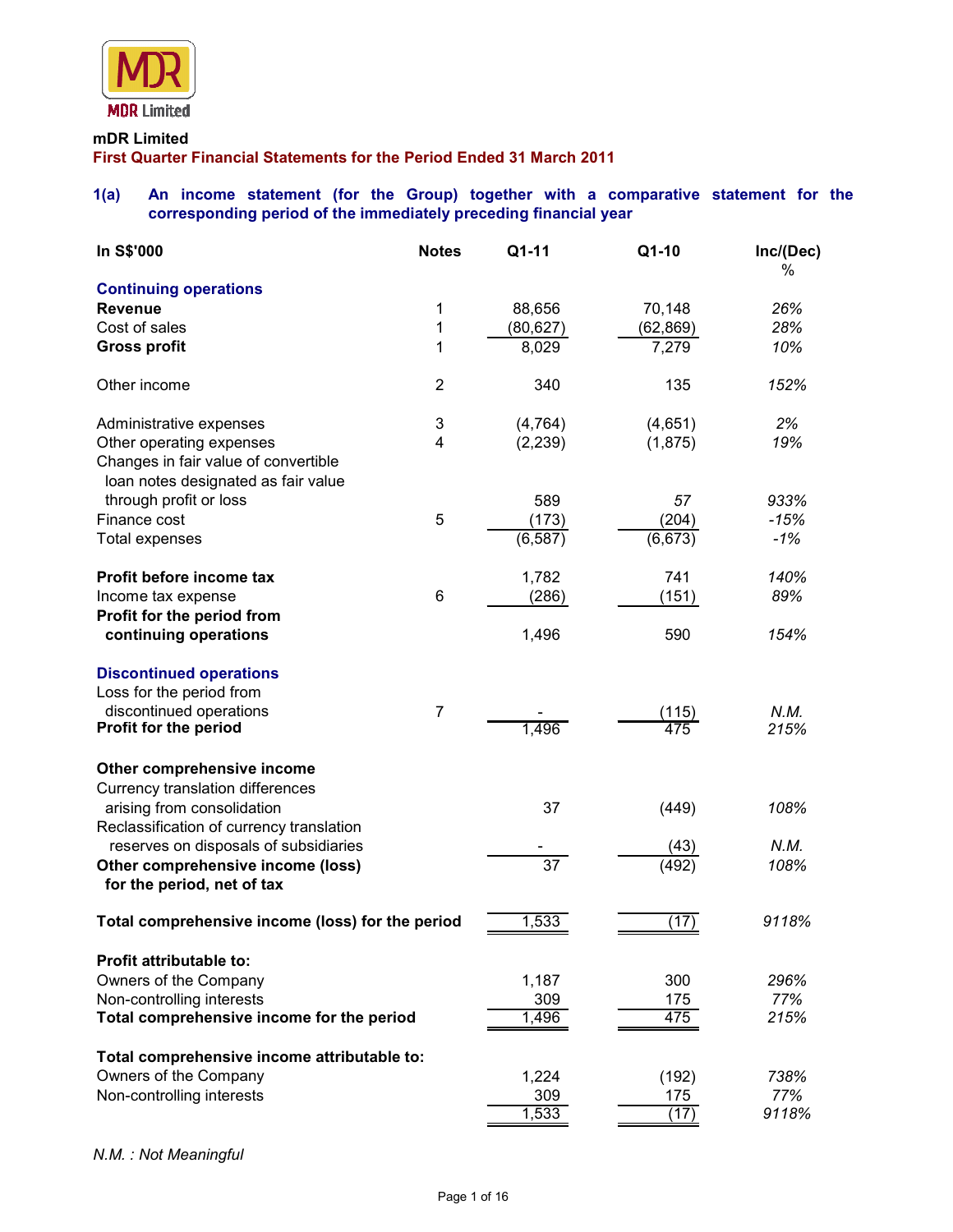MDR Limited

**mDR Limited**

**First Quarter Financial Statements for the Period Ended 31 March 2011**

## 1(a) An income statement (for the Group) together with a comparative statement for the corresponding period of the immediately preceding financial year

| In S$'000 | Notes | Q1-11 | Q1-10 | Inc/(Dec) % |
|---|---|---|---|---|
| **Continuing operations** | | | | |
| **Revenue** | 1 | 88,656 | 70,148 | *26%* |
| Cost of sales | 1 | (80,627) | (62,869) | *28%* |
| **Gross profit** | 1 | 8,029 | 7,279 | *10%* |
| Other income | 2 | 340 | 135 | *152%* |
| Administrative expenses | 3 | (4,764) | (4,651) | *2%* |
| Other operating expenses | 4 | (2,239) | (1,875) | *19%* |
| Changes in fair value of convertible loan notes designated as fair value through profit or loss | | 589 | *57* | *933%* |
| Finance cost | 5 | (173) | (204) | *-15%* |
| Total expenses | | (6,587) | (6,673) | *-1%* |
| **Profit before income tax** | | 1,782 | 741 | *140%* |
| Income tax expense | 6 | (286) | (151) | *89%* |
| **Profit for the period from continuing operations** | | 1,496 | 590 | *154%* |
| **Discontinued operations** | | | | |
| Loss for the period from discontinued operations | 7 | - | (115) | *N.M.* |
| **Profit for the period** | | 1,496 | 475 | *215%* |
| **Other comprehensive income** | | | | |
| Currency translation differences arising from consolidation | | 37 | (449) | *108%* |
| Reclassification of currency translation reserves on disposals of subsidiaries | | - | (43) | *N.M.* |
| **Other comprehensive income (loss) for the period, net of tax** | | 37 | (492) | *108%* |
| **Total comprehensive income (loss) for the period** | | 1,533 | (17) | *9118%* |
| **Profit attributable to:** | | | | |
| Owners of the Company | | 1,187 | 300 | *296%* |
| Non-controlling interests | | 309 | 175 | *77%* |
| **Total comprehensive income for the period** | | 1,496 | 475 | *215%* |
| **Total comprehensive income attributable to:** | | | | |
| Owners of the Company | | 1,224 | (192) | *738%* |
| Non-controlling interests | | 309 | 175 | *77%* |
| | | 1,533 | (17) | *9118%* |

*N.M. : Not Meaningful*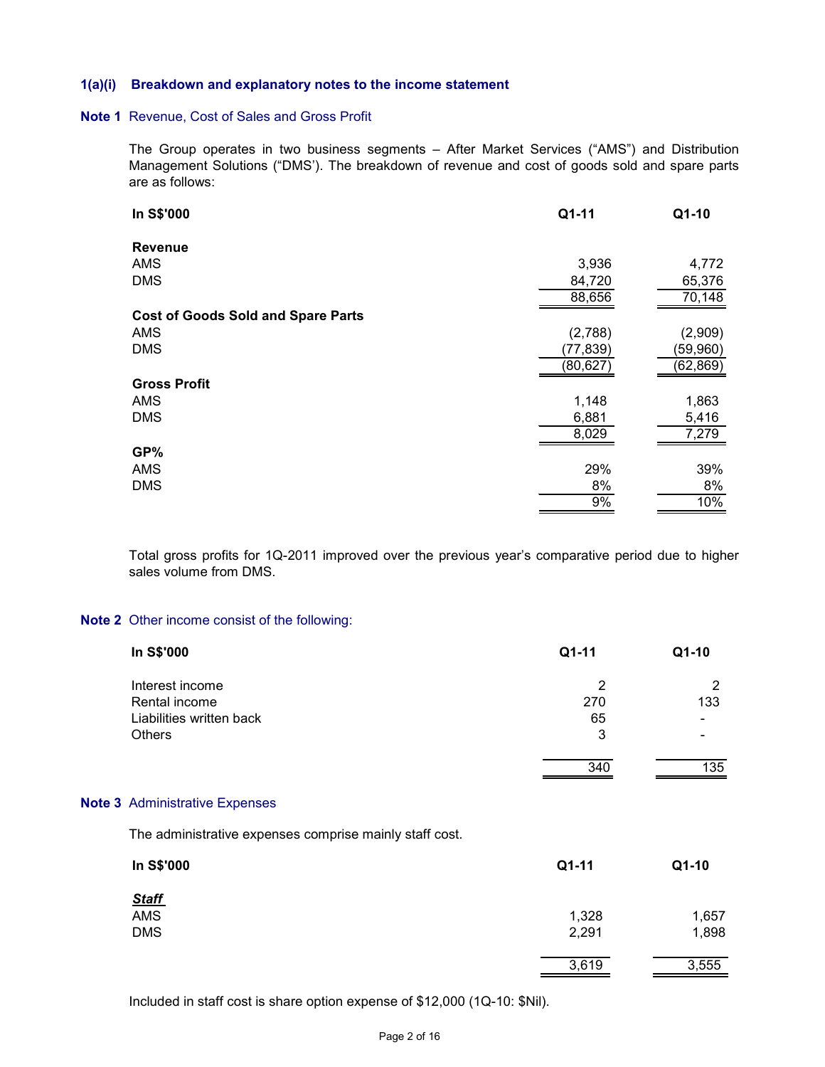### 1(a)(i) Breakdown and explanatory notes to the income statement

**Note 1** Revenue, Cost of Sales and Gross Profit

The Group operates in two business segments – After Market Services ("AMS") and Distribution Management Solutions ("DMS'). The breakdown of revenue and cost of goods sold and spare parts are as follows:

| In S$'000 | Q1-11 | Q1-10 |
|---|---|---|
| **Revenue** | | |
| AMS | 3,936 | 4,772 |
| DMS | 84,720 | 65,376 |
| | 88,656 | 70,148 |
| **Cost of Goods Sold and Spare Parts** | | |
| AMS | (2,788) | (2,909) |
| DMS | (77,839) | (59,960) |
| | (80,627) | (62,869) |
| **Gross Profit** | | |
| AMS | 1,148 | 1,863 |
| DMS | 6,881 | 5,416 |
| | 8,029 | 7,279 |
| **GP%** | | |
| AMS | 29% | 39% |
| DMS | 8% | 8% |
| | 9% | 10% |

Total gross profits for 1Q-2011 improved over the previous year's comparative period due to higher sales volume from DMS.

**Note 2** Other income consist of the following:

| In S$'000 | Q1-11 | Q1-10 |
|---|---|---|
| Interest income | 2 | 2 |
| Rental income | 270 | 133 |
| Liabilities written back | 65 | - |
| Others | 3 | - |
| | 340 | 135 |

**Note 3** Administrative Expenses

The administrative expenses comprise mainly staff cost.

| In S$'000 | Q1-11 | Q1-10 |
|---|---|---|
| ***Staff*** | | |
| AMS | 1,328 | 1,657 |
| DMS | 2,291 | 1,898 |
| | 3,619 | 3,555 |

Included in staff cost is share option expense of $12,000 (1Q-10: $Nil).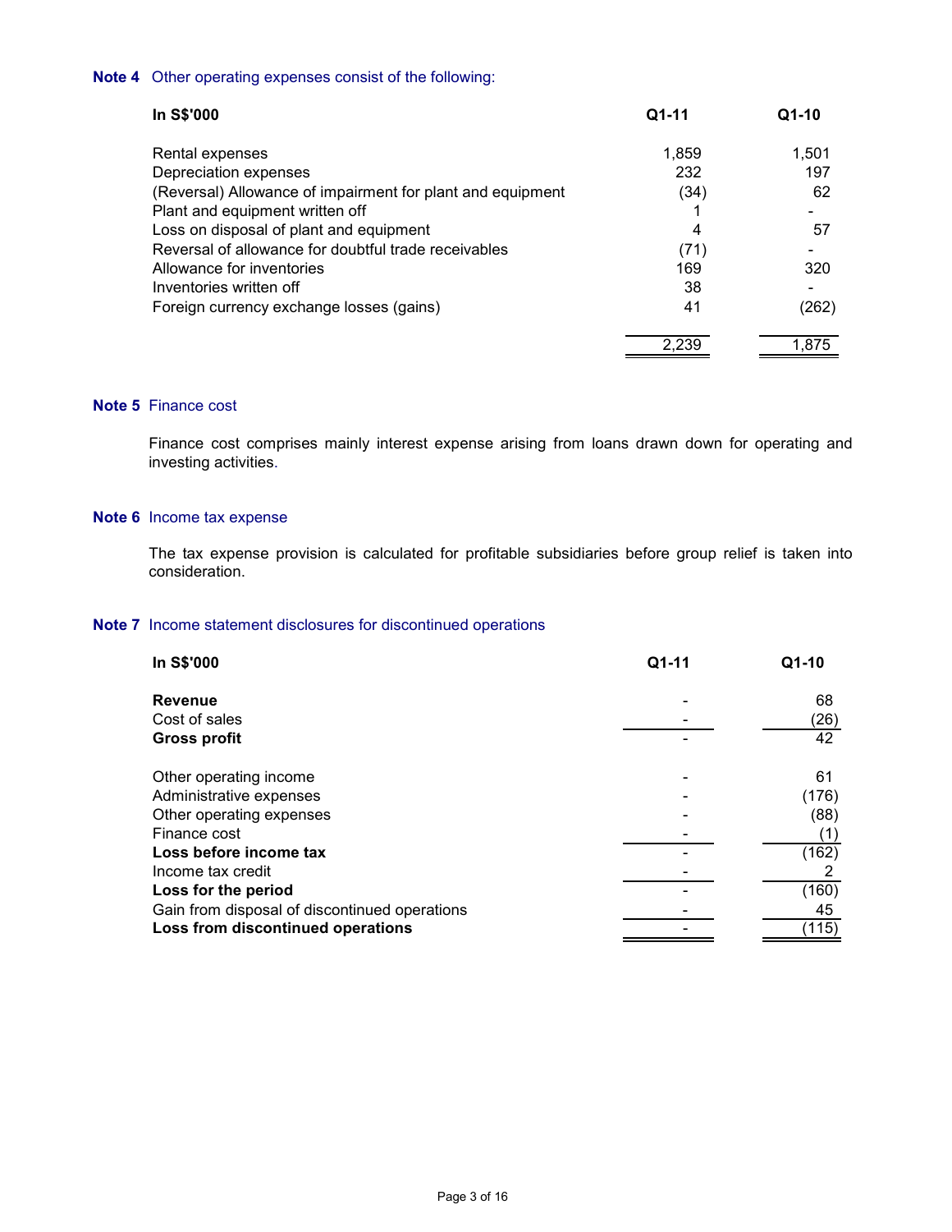**Note 4** Other operating expenses consist of the following:

| In S$'000 | Q1-11 | Q1-10 |
|---|---|---|
| Rental expenses | 1,859 | 1,501 |
| Depreciation expenses | 232 | 197 |
| (Reversal) Allowance of impairment for plant and equipment | (34) | 62 |
| Plant and equipment written off | 1 | - |
| Loss on disposal of plant and equipment | 4 | 57 |
| Reversal of allowance for doubtful trade receivables | (71) | - |
| Allowance for inventories | 169 | 320 |
| Inventories written off | 38 | - |
| Foreign currency exchange losses (gains) | 41 | (262) |
| | 2,239 | 1,875 |

**Note 5** Finance cost

Finance cost comprises mainly interest expense arising from loans drawn down for operating and investing activities.

**Note 6** Income tax expense

The tax expense provision is calculated for profitable subsidiaries before group relief is taken into consideration.

**Note 7** Income statement disclosures for discontinued operations

| In S$'000 | Q1-11 | Q1-10 |
|---|---|---|
| **Revenue** | - | 68 |
| Cost of sales | - | (26) |
| **Gross profit** | - | 42 |
| | | |
| Other operating income | - | 61 |
| Administrative expenses | - | (176) |
| Other operating expenses | - | (88) |
| Finance cost | - | (1) |
| **Loss before income tax** | - | (162) |
| Income tax credit | - | 2 |
| **Loss for the period** | - | (160) |
| Gain from disposal of discontinued operations | - | 45 |
| **Loss from discontinued operations** | - | (115) |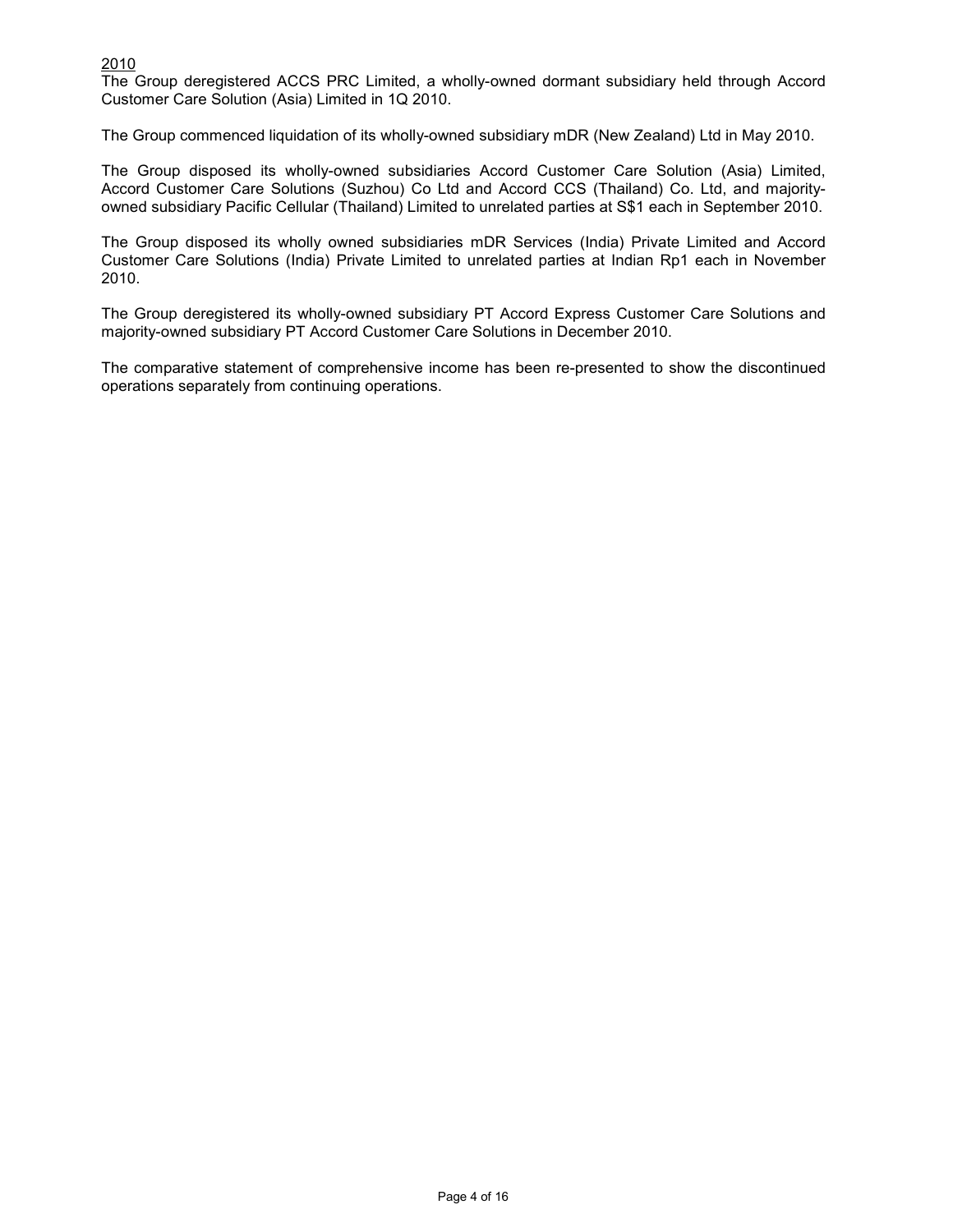2010

The Group deregistered ACCS PRC Limited, a wholly-owned dormant subsidiary held through Accord Customer Care Solution (Asia) Limited in 1Q 2010.

The Group commenced liquidation of its wholly-owned subsidiary mDR (New Zealand) Ltd in May 2010.

The Group disposed its wholly-owned subsidiaries Accord Customer Care Solution (Asia) Limited, Accord Customer Care Solutions (Suzhou) Co Ltd and Accord CCS (Thailand) Co. Ltd, and majority-owned subsidiary Pacific Cellular (Thailand) Limited to unrelated parties at S$1 each in September 2010.

The Group disposed its wholly owned subsidiaries mDR Services (India) Private Limited and Accord Customer Care Solutions (India) Private Limited to unrelated parties at Indian Rp1 each in November 2010.

The Group deregistered its wholly-owned subsidiary PT Accord Express Customer Care Solutions and majority-owned subsidiary PT Accord Customer Care Solutions in December 2010.

The comparative statement of comprehensive income has been re-presented to show the discontinued operations separately from continuing operations.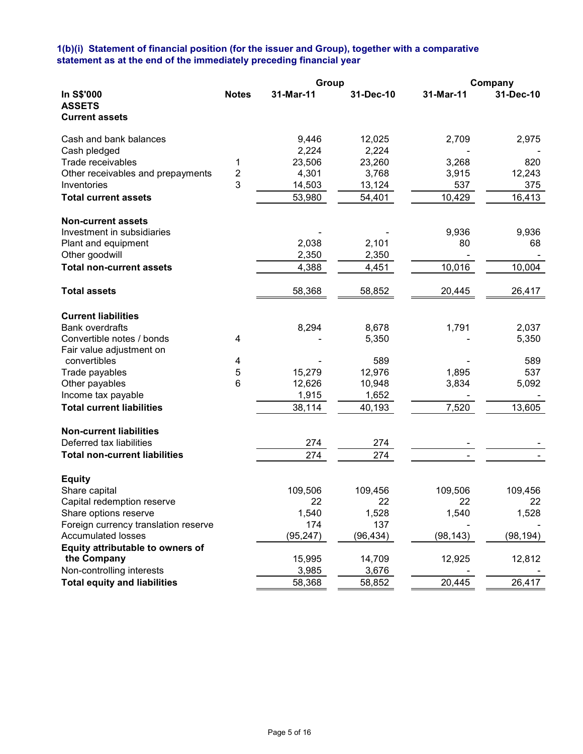### 1(b)(i) Statement of financial position (for the issuer and Group), together with a comparative statement as at the end of the immediately preceding financial year

| In S$'000 | Notes | Group 31-Mar-11 | Group 31-Dec-10 | Company 31-Mar-11 | Company 31-Dec-10 |
|---|---|---|---|---|---|
| **ASSETS** | | | | | |
| **Current assets** | | | | | |
| Cash and bank balances | | 9,446 | 12,025 | 2,709 | 2,975 |
| Cash pledged | | 2,224 | 2,224 | - | - |
| Trade receivables | 1 | 23,506 | 23,260 | 3,268 | 820 |
| Other receivables and prepayments | 2 | 4,301 | 3,768 | 3,915 | 12,243 |
| Inventories | 3 | 14,503 | 13,124 | 537 | 375 |
| **Total current assets** | | 53,980 | 54,401 | 10,429 | 16,413 |
| **Non-current assets** | | | | | |
| Investment in subsidiaries | | - | - | 9,936 | 9,936 |
| Plant and equipment | | 2,038 | 2,101 | 80 | 68 |
| Other goodwill | | 2,350 | 2,350 | - | - |
| **Total non-current assets** | | 4,388 | 4,451 | 10,016 | 10,004 |
| **Total assets** | | 58,368 | 58,852 | 20,445 | 26,417 |
| **Current liabilities** | | | | | |
| Bank overdrafts | | 8,294 | 8,678 | 1,791 | 2,037 |
| Convertible notes / bonds | 4 | - | 5,350 | - | 5,350 |
| Fair value adjustment on convertibles | 4 | - | 589 | - | 589 |
| Trade payables | 5 | 15,279 | 12,976 | 1,895 | 537 |
| Other payables | 6 | 12,626 | 10,948 | 3,834 | 5,092 |
| Income tax payable | | 1,915 | 1,652 | - | - |
| **Total current liabilities** | | 38,114 | 40,193 | 7,520 | 13,605 |
| **Non-current liabilities** | | | | | |
| Deferred tax liabilities | | 274 | 274 | - | - |
| **Total non-current liabilities** | | 274 | 274 | - | - |
| **Equity** | | | | | |
| Share capital | | 109,506 | 109,456 | 109,506 | 109,456 |
| Capital redemption reserve | | 22 | 22 | 22 | 22 |
| Share options reserve | | 1,540 | 1,528 | 1,540 | 1,528 |
| Foreign currency translation reserve | | 174 | 137 | - | - |
| Accumulated losses | | (95,247) | (96,434) | (98,143) | (98,194) |
| **Equity attributable to owners of the Company** | | 15,995 | 14,709 | 12,925 | 12,812 |
| Non-controlling interests | | 3,985 | 3,676 | - | - |
| **Total equity and liabilities** | | 58,368 | 58,852 | 20,445 | 26,417 |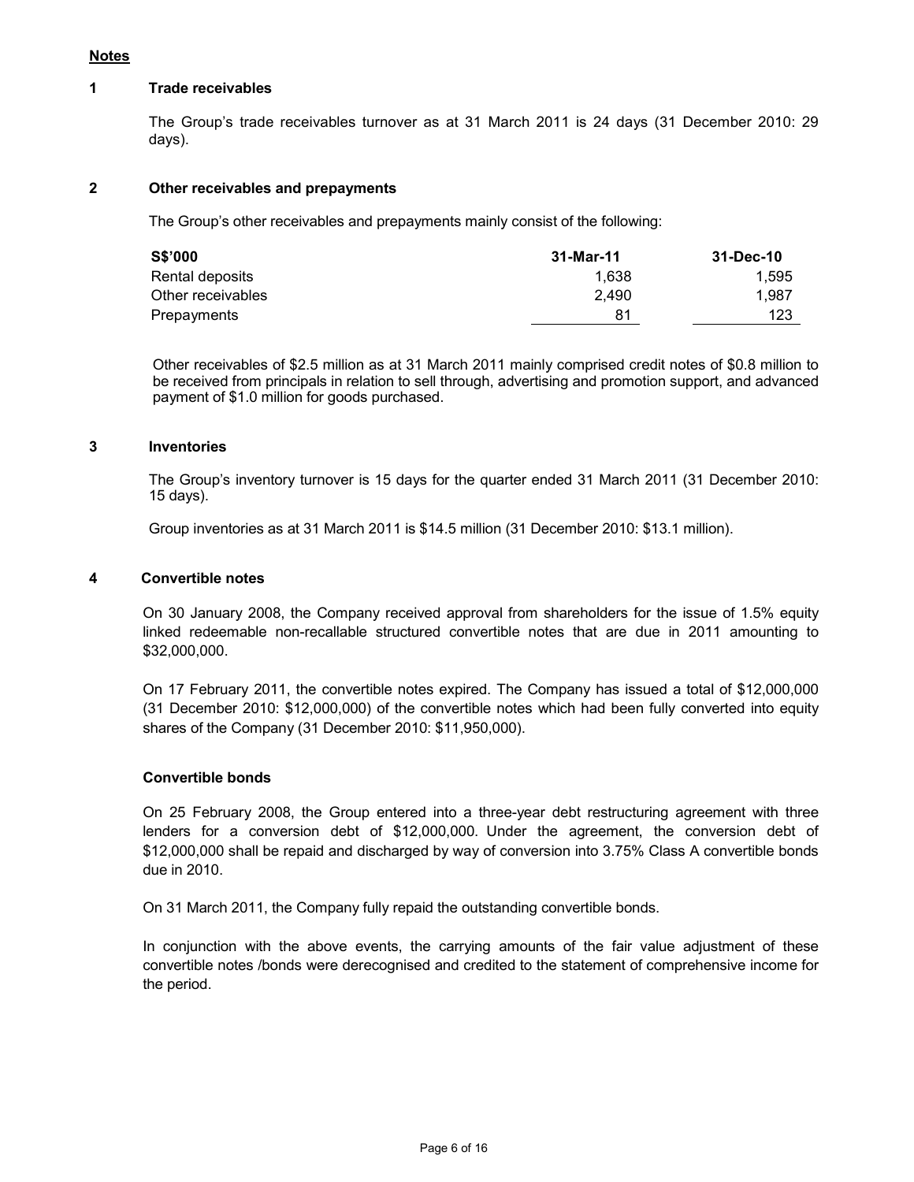## Notes

### 1 Trade receivables

The Group's trade receivables turnover as at 31 March 2011 is 24 days (31 December 2010: 29 days).

### 2 Other receivables and prepayments

The Group's other receivables and prepayments mainly consist of the following:

| S$'000 | 31-Mar-11 | 31-Dec-10 |
|---|---|---|
| Rental deposits | 1,638 | 1,595 |
| Other receivables | 2,490 | 1,987 |
| Prepayments | 81 | 123 |

Other receivables of $2.5 million as at 31 March 2011 mainly comprised credit notes of $0.8 million to be received from principals in relation to sell through, advertising and promotion support, and advanced payment of $1.0 million for goods purchased.

### 3 Inventories

The Group's inventory turnover is 15 days for the quarter ended 31 March 2011 (31 December 2010: 15 days).

Group inventories as at 31 March 2011 is $14.5 million (31 December 2010: $13.1 million).

### 4 Convertible notes

On 30 January 2008, the Company received approval from shareholders for the issue of 1.5% equity linked redeemable non-recallable structured convertible notes that are due in 2011 amounting to $32,000,000.

On 17 February 2011, the convertible notes expired. The Company has issued a total of $12,000,000 (31 December 2010: $12,000,000) of the convertible notes which had been fully converted into equity shares of the Company (31 December 2010: $11,950,000).

**Convertible bonds**

On 25 February 2008, the Group entered into a three-year debt restructuring agreement with three lenders for a conversion debt of $12,000,000. Under the agreement, the conversion debt of $12,000,000 shall be repaid and discharged by way of conversion into 3.75% Class A convertible bonds due in 2010.

On 31 March 2011, the Company fully repaid the outstanding convertible bonds.

In conjunction with the above events, the carrying amounts of the fair value adjustment of these convertible notes /bonds were derecognised and credited to the statement of comprehensive income for the period.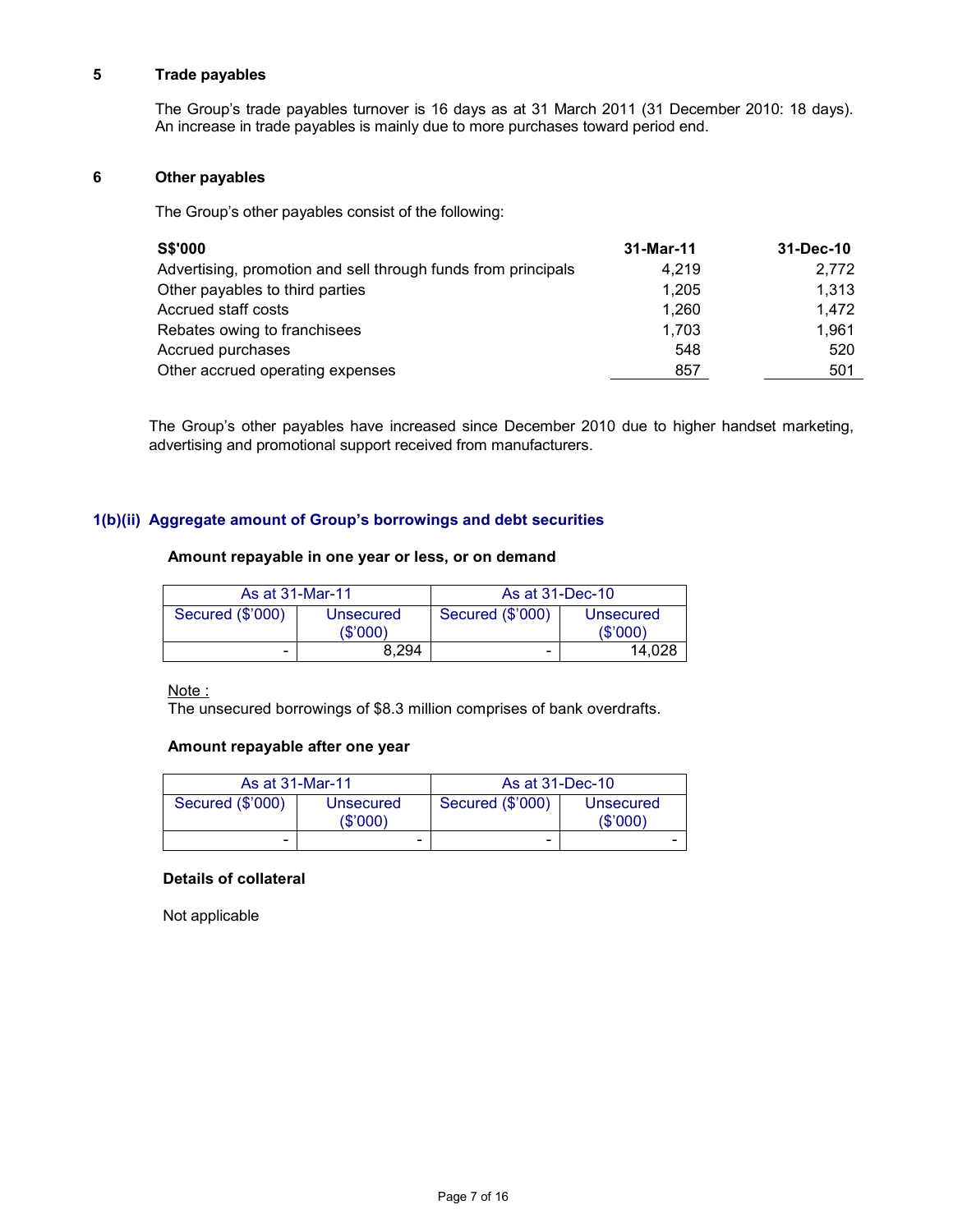### 5 Trade payables

The Group's trade payables turnover is 16 days as at 31 March 2011 (31 December 2010: 18 days). An increase in trade payables is mainly due to more purchases toward period end.

### 6 Other payables

The Group's other payables consist of the following:

| S$'000 | 31-Mar-11 | 31-Dec-10 |
|---|---|---|
| Advertising, promotion and sell through funds from principals | 4,219 | 2,772 |
| Other payables to third parties | 1,205 | 1,313 |
| Accrued staff costs | 1,260 | 1,472 |
| Rebates owing to franchisees | 1,703 | 1,961 |
| Accrued purchases | 548 | 520 |
| Other accrued operating expenses | 857 | 501 |

The Group's other payables have increased since December 2010 due to higher handset marketing, advertising and promotional support received from manufacturers.

## 1(b)(ii) Aggregate amount of Group's borrowings and debt securities

**Amount repayable in one year or less, or on demand**

| As at 31-Mar-11 | | As at 31-Dec-10 | |
|---|---|---|---|
| Secured ($'000) | Unsecured ($'000) | Secured ($'000) | Unsecured ($'000) |
| - | 8,294 | - | 14,028 |

Note :
The unsecured borrowings of $8.3 million comprises of bank overdrafts.

**Amount repayable after one year**

| As at 31-Mar-11 | | As at 31-Dec-10 | |
|---|---|---|---|
| Secured ($'000) | Unsecured ($'000) | Secured ($'000) | Unsecured ($'000) |
| - | - | - | - |

**Details of collateral**

Not applicable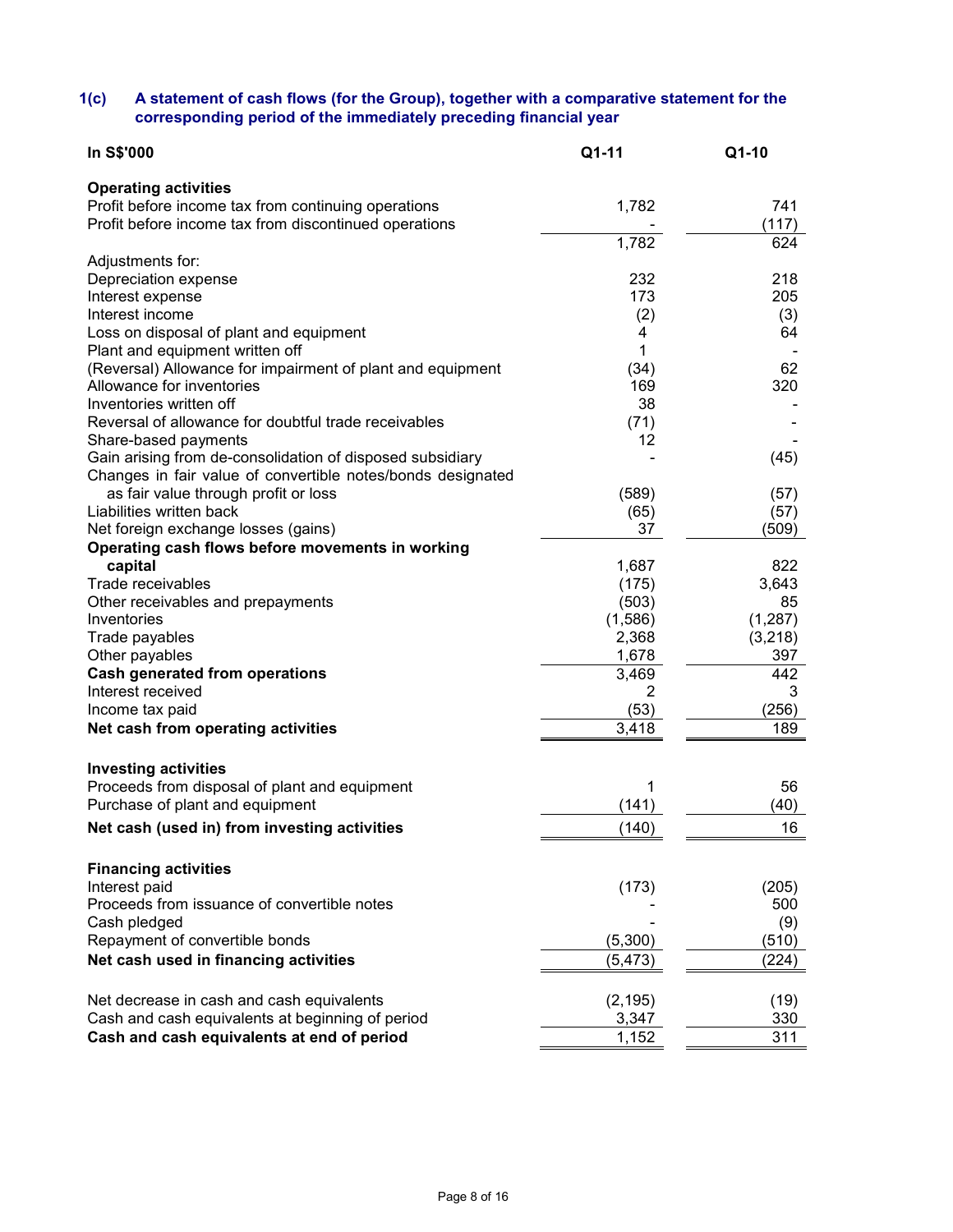### 1(c) A statement of cash flows (for the Group), together with a comparative statement for the corresponding period of the immediately preceding financial year

| In S$'000 | Q1-11 | Q1-10 |
|---|---|---|
| **Operating activities** | | |
| Profit before income tax from continuing operations | 1,782 | 741 |
| Profit before income tax from discontinued operations | - | (117) |
| | 1,782 | 624 |
| Adjustments for: | | |
| Depreciation expense | 232 | 218 |
| Interest expense | 173 | 205 |
| Interest income | (2) | (3) |
| Loss on disposal of plant and equipment | 4 | 64 |
| Plant and equipment written off | 1 | - |
| (Reversal) Allowance for impairment of plant and equipment | (34) | 62 |
| Allowance for inventories | 169 | 320 |
| Inventories written off | 38 | - |
| Reversal of allowance for doubtful trade receivables | (71) | - |
| Share-based payments | 12 | - |
| Gain arising from de-consolidation of disposed subsidiary | - | (45) |
| Changes in fair value of convertible notes/bonds designated as fair value through profit or loss | (589) | (57) |
| Liabilities written back | (65) | (57) |
| Net foreign exchange losses (gains) | 37 | (509) |
| **Operating cash flows before movements in working capital** | 1,687 | 822 |
| Trade receivables | (175) | 3,643 |
| Other receivables and prepayments | (503) | 85 |
| Inventories | (1,586) | (1,287) |
| Trade payables | 2,368 | (3,218) |
| Other payables | 1,678 | 397 |
| **Cash generated from operations** | 3,469 | 442 |
| Interest received | 2 | 3 |
| Income tax paid | (53) | (256) |
| **Net cash from operating activities** | 3,418 | 189 |
| | | |
| **Investing activities** | | |
| Proceeds from disposal of plant and equipment | 1 | 56 |
| Purchase of plant and equipment | (141) | (40) |
| **Net cash (used in) from investing activities** | (140) | 16 |
| | | |
| **Financing activities** | | |
| Interest paid | (173) | (205) |
| Proceeds from issuance of convertible notes | - | 500 |
| Cash pledged | - | (9) |
| Repayment of convertible bonds | (5,300) | (510) |
| **Net cash used in financing activities** | (5,473) | (224) |
| | | |
| Net decrease in cash and cash equivalents | (2,195) | (19) |
| Cash and cash equivalents at beginning of period | 3,347 | 330 |
| **Cash and cash equivalents at end of period** | 1,152 | 311 |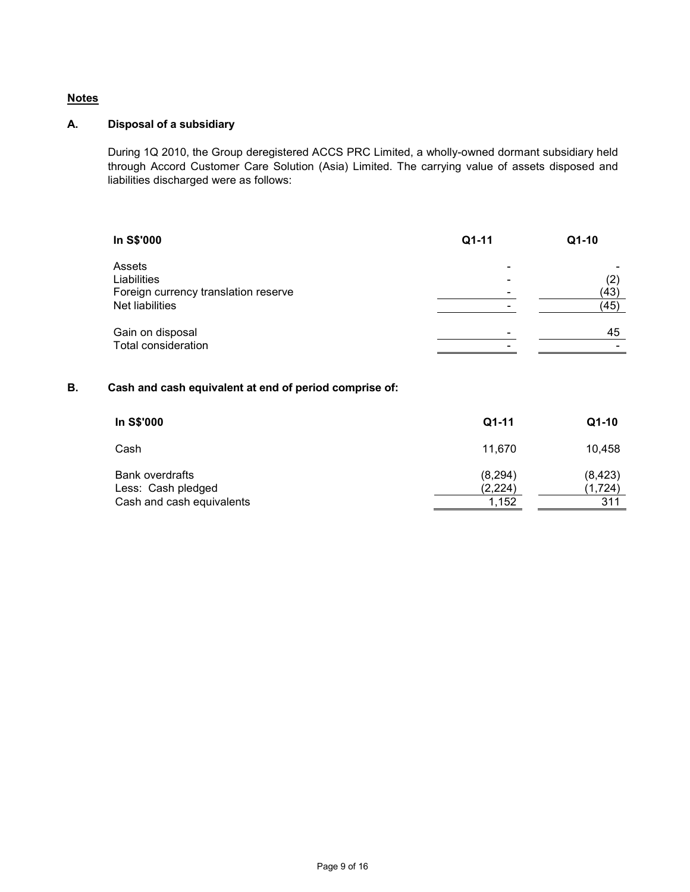## Notes

### A. Disposal of a subsidiary

During 1Q 2010, the Group deregistered ACCS PRC Limited, a wholly-owned dormant subsidiary held through Accord Customer Care Solution (Asia) Limited. The carrying value of assets disposed and liabilities discharged were as follows:

| In S$'000 | Q1-11 | Q1-10 |
|---|---|---|
| Assets | - | - |
| Liabilities | - | (2) |
| Foreign currency translation reserve | - | (43) |
| Net liabilities | - | (45) |
| Gain on disposal | - | 45 |
| Total consideration | - | - |

### B. Cash and cash equivalent at end of period comprise of:

| In S$'000 | Q1-11 | Q1-10 |
|---|---|---|
| Cash | 11,670 | 10,458 |
| Bank overdrafts | (8,294) | (8,423) |
| Less: Cash pledged | (2,224) | (1,724) |
| Cash and cash equivalents | 1,152 | 311 |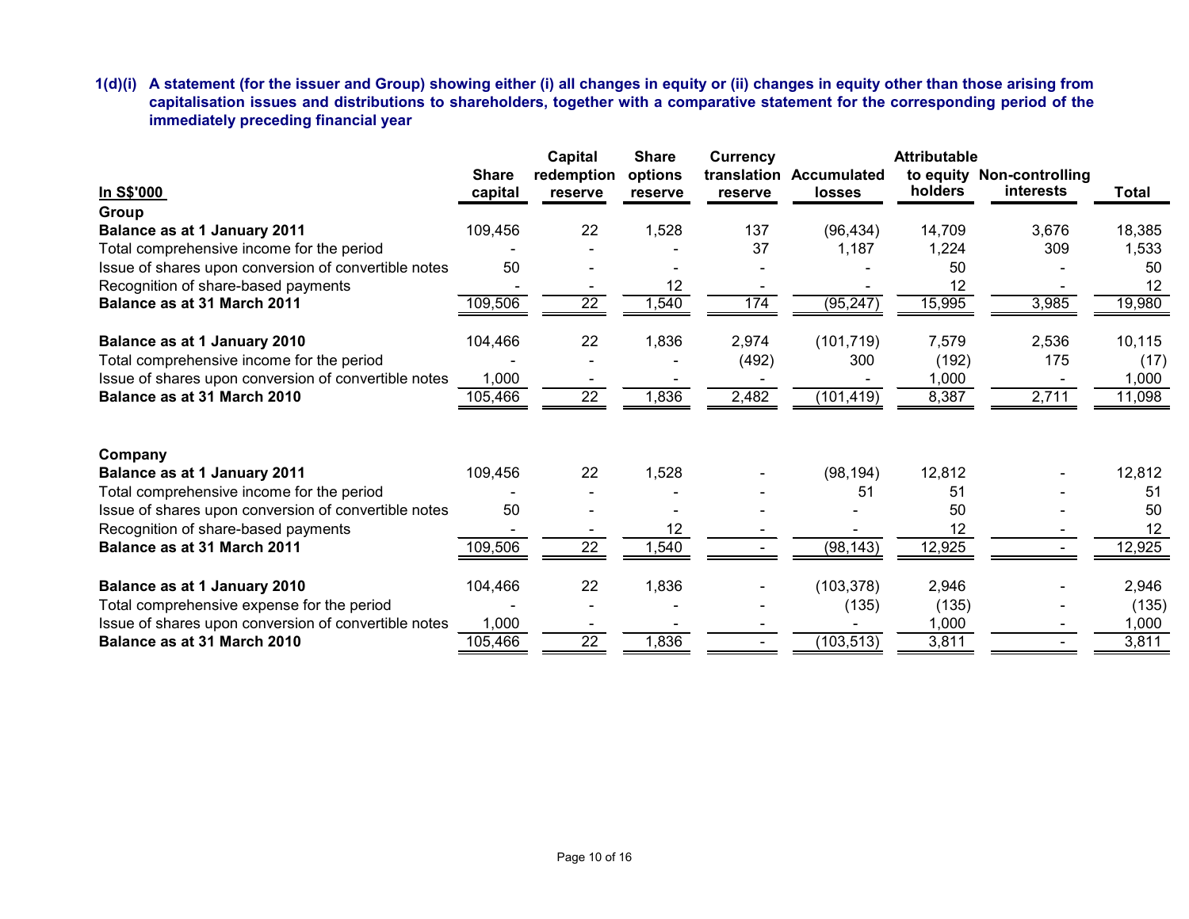**1(d)(i) A statement (for the issuer and Group) showing either (i) all changes in equity or (ii) changes in equity other than those arising from capitalisation issues and distributions to shareholders, together with a comparative statement for the corresponding period of the immediately preceding financial year**

| In S$'000 | Share capital | Capital redemption reserve | Share options reserve | Currency translation reserve | Accumulated losses | Attributable to equity holders | Non-controlling interests | Total |
|---|---|---|---|---|---|---|---|---|
| **Group** | | | | | | | | |
| **Balance as at 1 January 2011** | 109,456 | 22 | 1,528 | 137 | (96,434) | 14,709 | 3,676 | 18,385 |
| Total comprehensive income for the period | - | - | - | 37 | 1,187 | 1,224 | 309 | 1,533 |
| Issue of shares upon conversion of convertible notes | 50 | - | - | - | - | 50 | - | 50 |
| Recognition of share-based payments | - | - | 12 | - | - | 12 | - | 12 |
| **Balance as at 31 March 2011** | 109,506 | 22 | 1,540 | 174 | (95,247) | 15,995 | 3,985 | 19,980 |
| | | | | | | | | |
| **Balance as at 1 January 2010** | 104,466 | 22 | 1,836 | 2,974 | (101,719) | 7,579 | 2,536 | 10,115 |
| Total comprehensive income for the period | - | - | - | (492) | 300 | (192) | 175 | (17) |
| Issue of shares upon conversion of convertible notes | 1,000 | - | - | - | - | 1,000 | - | 1,000 |
| **Balance as at 31 March 2010** | 105,466 | 22 | 1,836 | 2,482 | (101,419) | 8,387 | 2,711 | 11,098 |
| | | | | | | | | |
| **Company** | | | | | | | | |
| **Balance as at 1 January 2011** | 109,456 | 22 | 1,528 | - | (98,194) | 12,812 | - | 12,812 |
| Total comprehensive income for the period | - | - | - | - | 51 | 51 | - | 51 |
| Issue of shares upon conversion of convertible notes | 50 | - | - | - | - | 50 | - | 50 |
| Recognition of share-based payments | - | - | 12 | - | - | 12 | - | 12 |
| **Balance as at 31 March 2011** | 109,506 | 22 | 1,540 | - | (98,143) | 12,925 | - | 12,925 |
| | | | | | | | | |
| **Balance as at 1 January 2010** | 104,466 | 22 | 1,836 | - | (103,378) | 2,946 | - | 2,946 |
| Total comprehensive expense for the period | - | - | - | - | (135) | (135) | - | (135) |
| Issue of shares upon conversion of convertible notes | 1,000 | - | - | - | - | 1,000 | - | 1,000 |
| **Balance as at 31 March 2010** | 105,466 | 22 | 1,836 | - | (103,513) | 3,811 | - | 3,811 |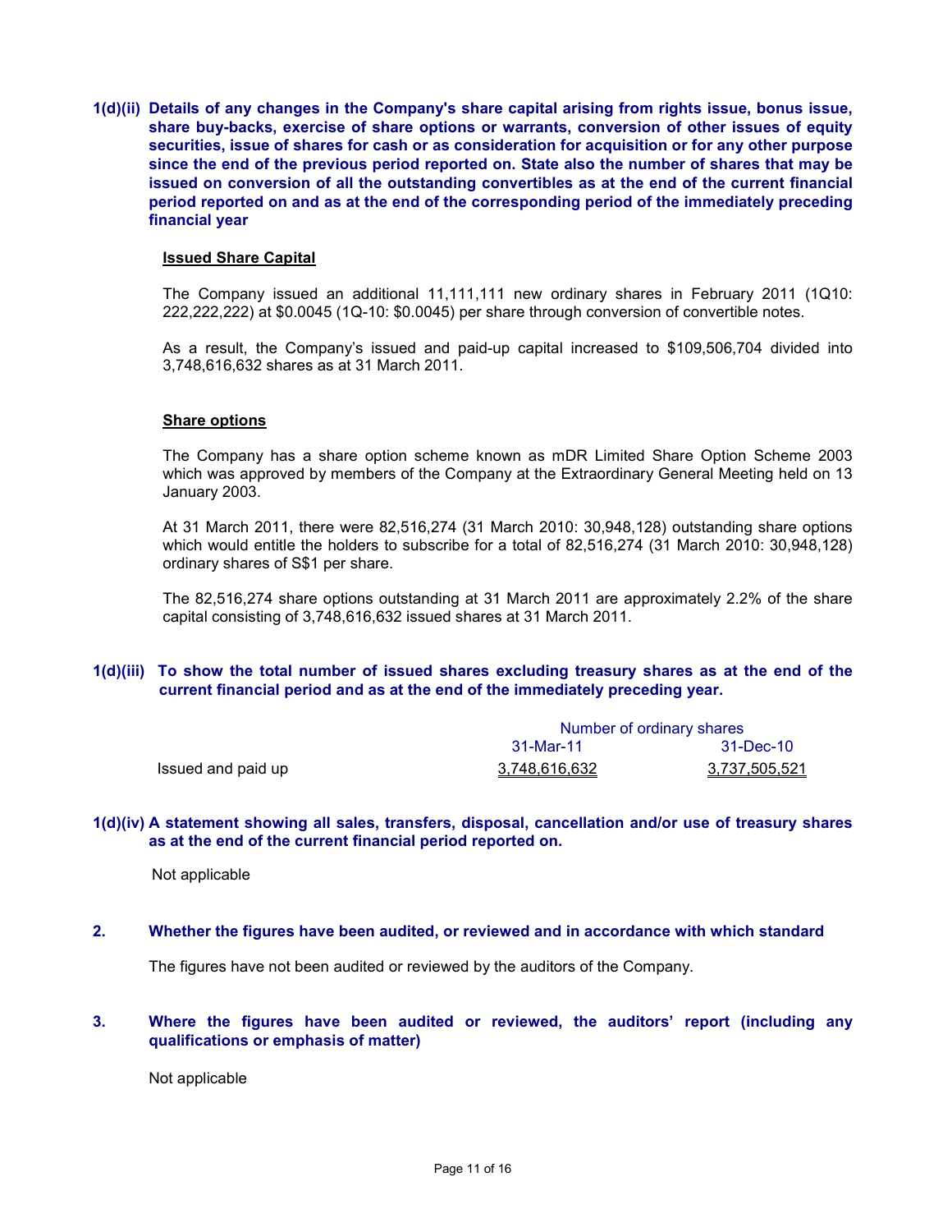**1(d)(ii) Details of any changes in the Company's share capital arising from rights issue, bonus issue, share buy-backs, exercise of share options or warrants, conversion of other issues of equity securities, issue of shares for cash or as consideration for acquisition or for any other purpose since the end of the previous period reported on. State also the number of shares that may be issued on conversion of all the outstanding convertibles as at the end of the current financial period reported on and as at the end of the corresponding period of the immediately preceding financial year**

**Issued Share Capital**

The Company issued an additional 11,111,111 new ordinary shares in February 2011 (1Q10: 222,222,222) at $0.0045 (1Q-10: $0.0045) per share through conversion of convertible notes.

As a result, the Company's issued and paid-up capital increased to $109,506,704 divided into 3,748,616,632 shares as at 31 March 2011.

**Share options**

The Company has a share option scheme known as mDR Limited Share Option Scheme 2003 which was approved by members of the Company at the Extraordinary General Meeting held on 13 January 2003.

At 31 March 2011, there were 82,516,274 (31 March 2010: 30,948,128) outstanding share options which would entitle the holders to subscribe for a total of 82,516,274 (31 March 2010: 30,948,128) ordinary shares of S$1 per share.

The 82,516,274 share options outstanding at 31 March 2011 are approximately 2.2% of the share capital consisting of 3,748,616,632 issued shares at 31 March 2011.

**1(d)(iii) To show the total number of issued shares excluding treasury shares as at the end of the current financial period and as at the end of the immediately preceding year.**

| | Number of ordinary shares | |
|---|---|---|
| | 31-Mar-11 | 31-Dec-10 |
| Issued and paid up | 3,748,616,632 | 3,737,505,521 |

**1(d)(iv) A statement showing all sales, transfers, disposal, cancellation and/or use of treasury shares as at the end of the current financial period reported on.**

Not applicable

**2. Whether the figures have been audited, or reviewed and in accordance with which standard**

The figures have not been audited or reviewed by the auditors of the Company.

**3. Where the figures have been audited or reviewed, the auditors' report (including any qualifications or emphasis of matter)**

Not applicable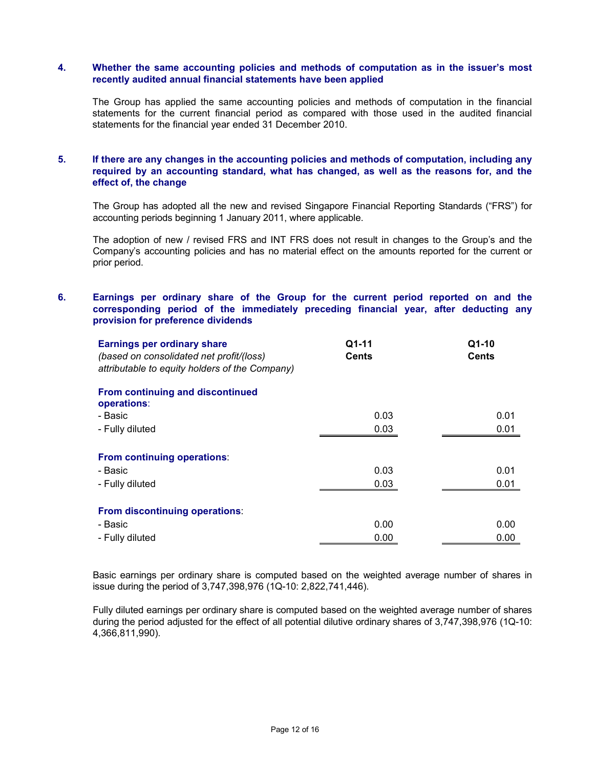**4. Whether the same accounting policies and methods of computation as in the issuer's most recently audited annual financial statements have been applied**

The Group has applied the same accounting policies and methods of computation in the financial statements for the current financial period as compared with those used in the audited financial statements for the financial year ended 31 December 2010.

**5. If there are any changes in the accounting policies and methods of computation, including any required by an accounting standard, what has changed, as well as the reasons for, and the effect of, the change**

The Group has adopted all the new and revised Singapore Financial Reporting Standards ("FRS") for accounting periods beginning 1 January 2011, where applicable.

The adoption of new / revised FRS and INT FRS does not result in changes to the Group's and the Company's accounting policies and has no material effect on the amounts reported for the current or prior period.

**6. Earnings per ordinary share of the Group for the current period reported on and the corresponding period of the immediately preceding financial year, after deducting any provision for preference dividends**

| **Earnings per ordinary share** *(based on consolidated net profit/(loss) attributable to equity holders of the Company)* | **Q1-11 Cents** | **Q1-10 Cents** |
|---|---|---|
| **From continuing and discontinued operations**: | | |
| - Basic | 0.03 | 0.01 |
| - Fully diluted | 0.03 | 0.01 |
| **From continuing operations**: | | |
| - Basic | 0.03 | 0.01 |
| - Fully diluted | 0.03 | 0.01 |
| **From discontinuing operations**: | | |
| - Basic | 0.00 | 0.00 |
| - Fully diluted | 0.00 | 0.00 |

Basic earnings per ordinary share is computed based on the weighted average number of shares in issue during the period of 3,747,398,976 (1Q-10: 2,822,741,446).

Fully diluted earnings per ordinary share is computed based on the weighted average number of shares during the period adjusted for the effect of all potential dilutive ordinary shares of 3,747,398,976 (1Q-10: 4,366,811,990).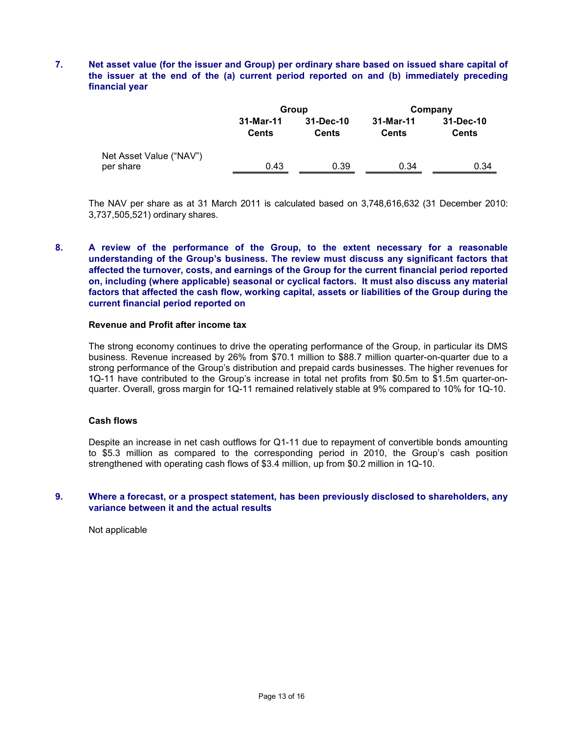**7. Net asset value (for the issuer and Group) per ordinary share based on issued share capital of the issuer at the end of the (a) current period reported on and (b) immediately preceding financial year**

| | Group | | Company | |
|---|---|---|---|---|
| | 31-Mar-11<br>Cents | 31-Dec-10<br>Cents | 31-Mar-11<br>Cents | 31-Dec-10<br>Cents |
| Net Asset Value ("NAV") per share | 0.43 | 0.39 | 0.34 | 0.34 |

The NAV per share as at 31 March 2011 is calculated based on 3,748,616,632 (31 December 2010: 3,737,505,521) ordinary shares.

**8. A review of the performance of the Group, to the extent necessary for a reasonable understanding of the Group's business. The review must discuss any significant factors that affected the turnover, costs, and earnings of the Group for the current financial period reported on, including (where applicable) seasonal or cyclical factors. It must also discuss any material factors that affected the cash flow, working capital, assets or liabilities of the Group during the current financial period reported on**

**Revenue and Profit after income tax**

The strong economy continues to drive the operating performance of the Group, in particular its DMS business. Revenue increased by 26% from $70.1 million to $88.7 million quarter-on-quarter due to a strong performance of the Group's distribution and prepaid cards businesses. The higher revenues for 1Q-11 have contributed to the Group's increase in total net profits from $0.5m to $1.5m quarter-on-quarter. Overall, gross margin for 1Q-11 remained relatively stable at 9% compared to 10% for 1Q-10.

**Cash flows**

Despite an increase in net cash outflows for Q1-11 due to repayment of convertible bonds amounting to $5.3 million as compared to the corresponding period in 2010, the Group's cash position strengthened with operating cash flows of $3.4 million, up from $0.2 million in 1Q-10.

**9. Where a forecast, or a prospect statement, has been previously disclosed to shareholders, any variance between it and the actual results**

Not applicable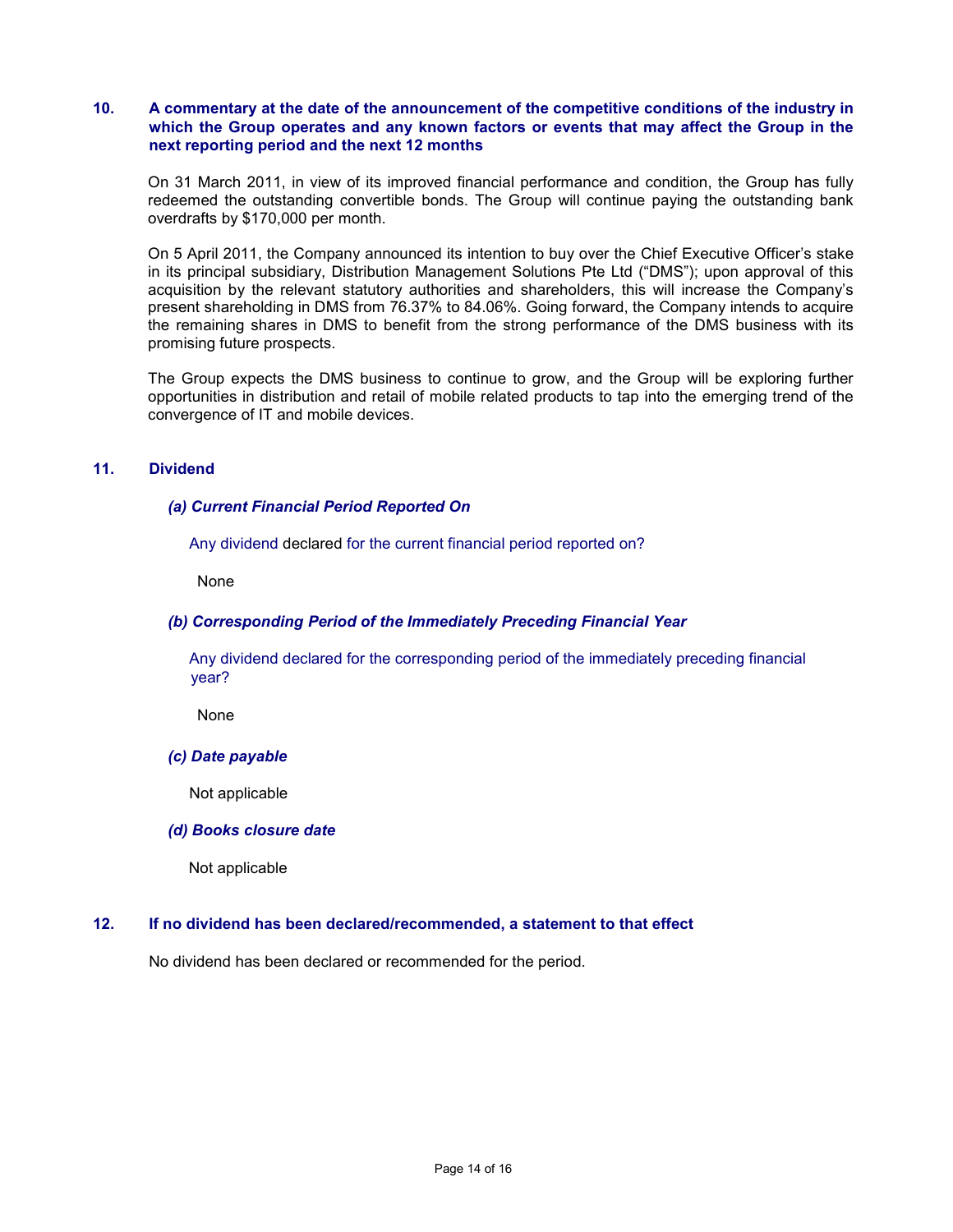## 10. A commentary at the date of the announcement of the competitive conditions of the industry in which the Group operates and any known factors or events that may affect the Group in the next reporting period and the next 12 months

On 31 March 2011, in view of its improved financial performance and condition, the Group has fully redeemed the outstanding convertible bonds. The Group will continue paying the outstanding bank overdrafts by $170,000 per month.

On 5 April 2011, the Company announced its intention to buy over the Chief Executive Officer's stake in its principal subsidiary, Distribution Management Solutions Pte Ltd ("DMS"); upon approval of this acquisition by the relevant statutory authorities and shareholders, this will increase the Company's present shareholding in DMS from 76.37% to 84.06%. Going forward, the Company intends to acquire the remaining shares in DMS to benefit from the strong performance of the DMS business with its promising future prospects.

The Group expects the DMS business to continue to grow, and the Group will be exploring further opportunities in distribution and retail of mobile related products to tap into the emerging trend of the convergence of IT and mobile devices.

## 11. Dividend

### *(a) Current Financial Period Reported On*

Any dividend declared for the current financial period reported on?

None

### *(b) Corresponding Period of the Immediately Preceding Financial Year*

Any dividend declared for the corresponding period of the immediately preceding financial year?

None

### *(c) Date payable*

Not applicable

### *(d) Books closure date*

Not applicable

## 12. If no dividend has been declared/recommended, a statement to that effect

No dividend has been declared or recommended for the period.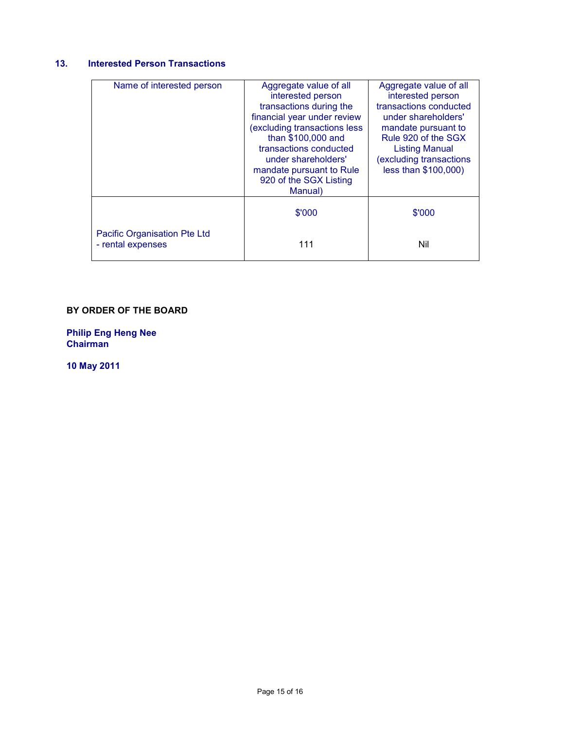## 13. Interested Person Transactions

| Name of interested person | Aggregate value of all interested person transactions during the financial year under review (excluding transactions less than $100,000 and transactions conducted under shareholders' mandate pursuant to Rule 920 of the SGX Listing Manual) | Aggregate value of all interested person transactions conducted under shareholders' mandate pursuant to Rule 920 of the SGX Listing Manual (excluding transactions less than $100,000) |
|---|---|---|
| | $'000 | $'000 |
| Pacific Organisation Pte Ltd<br>- rental expenses | 111 | Nil |

**BY ORDER OF THE BOARD**

**Philip Eng Heng Nee**
**Chairman**

**10 May 2011**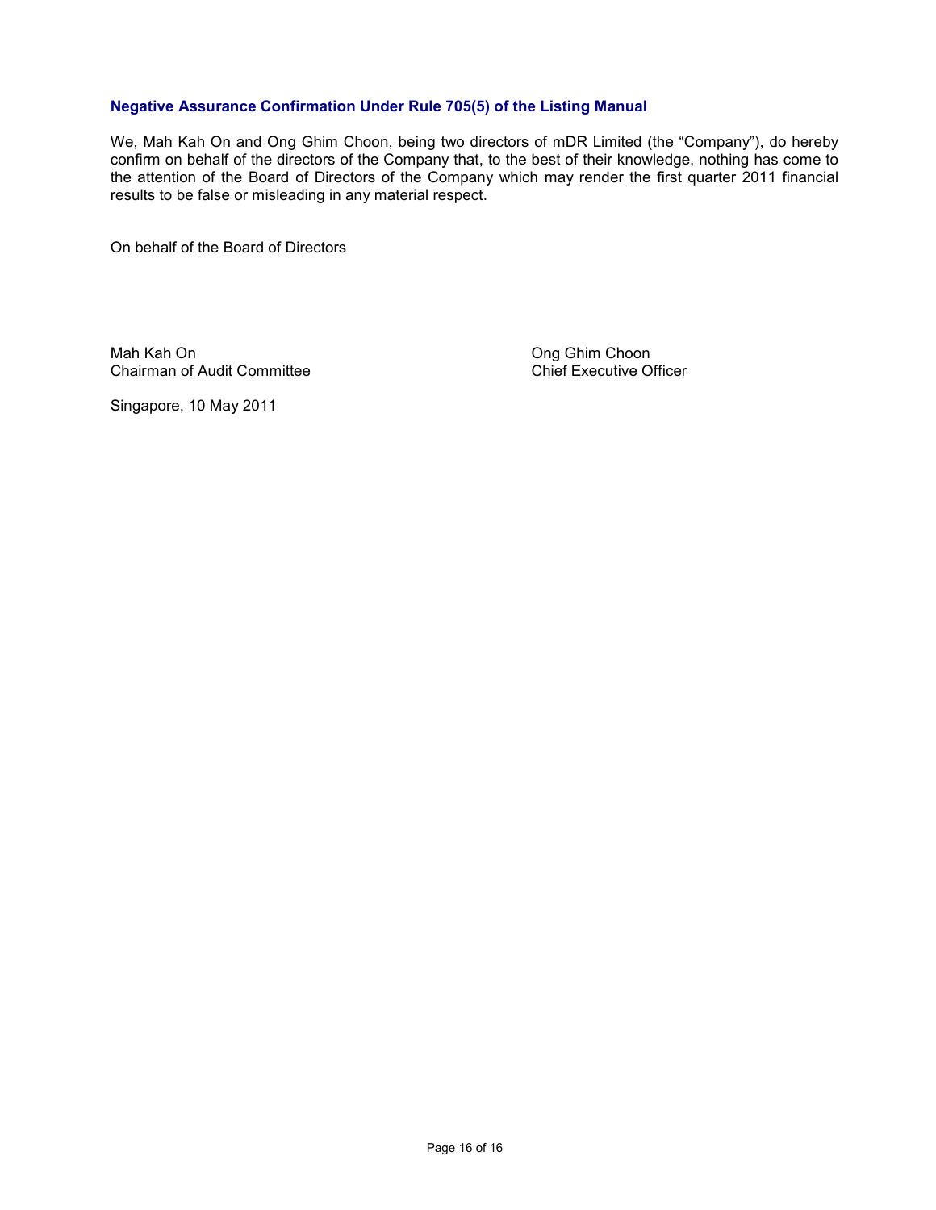### Negative Assurance Confirmation Under Rule 705(5) of the Listing Manual

We, Mah Kah On and Ong Ghim Choon, being two directors of mDR Limited (the "Company"), do hereby confirm on behalf of the directors of the Company that, to the best of their knowledge, nothing has come to the attention of the Board of Directors of the Company which may render the first quarter 2011 financial results to be false or misleading in any material respect.

On behalf of the Board of Directors

| | |
|---|---|
| Mah Kah On | Ong Ghim Choon |
| Chairman of Audit Committee | Chief Executive Officer |

Singapore, 10 May 2011